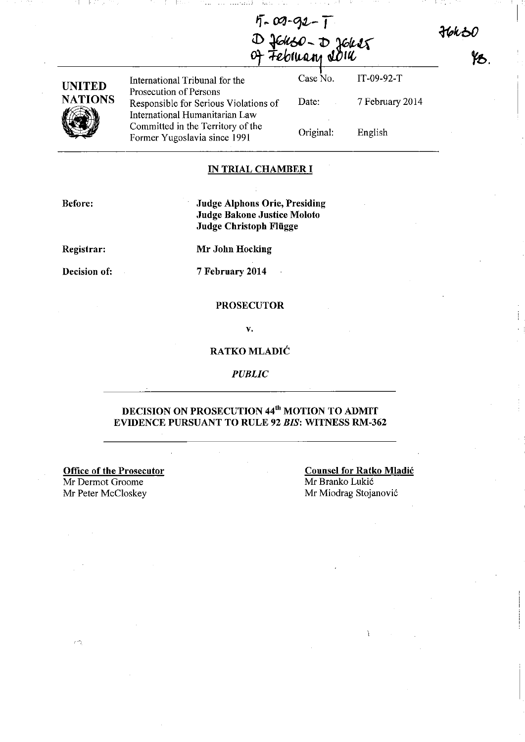IT-09-92-T
D 76430 - D 76425
07 February 2014

76430

YB.

| UNITED NATIONS | International Tribunal for the Prosecution of Persons Responsible for Serious Violations of International Humanitarian Law Committed in the Territory of the Former Yugoslavia since 1991 | Case No. | IT-09-92-T |
|---|---|---|---|
| | | Date: | 7 February 2014 |
| | | Original: | English |

**IN TRIAL CHAMBER I**

**Before:** **Judge Alphons Orie, Presiding**
**Judge Bakone Justice Moloto**
**Judge Christoph Flügge**

**Registrar:** **Mr John Hocking**

**Decision of:** **7 February 2014**

**PROSECUTOR**

**v.**

**RATKO MLADIĆ**

***PUBLIC***

**DECISION ON PROSECUTION 44th MOTION TO ADMIT EVIDENCE PURSUANT TO RULE 92 *BIS*: WITNESS RM-362**

**Office of the Prosecutor**
Mr Dermot Groome
Mr Peter McCloskey

**Counsel for Ratko Mladić**
Mr Branko Lukić
Mr Miodrag Stojanović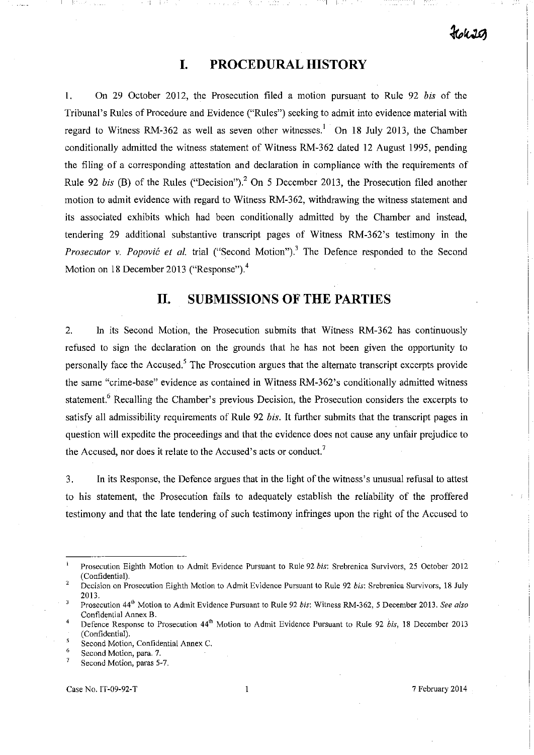# I. PROCEDURAL HISTORY

1. On 29 October 2012, the Prosecution filed a motion pursuant to Rule 92 *bis* of the Tribunal's Rules of Procedure and Evidence ("Rules") seeking to admit into evidence material with regard to Witness RM-362 as well as seven other witnesses.[1] On 18 July 2013, the Chamber conditionally admitted the witness statement of Witness RM-362 dated 12 August 1995, pending the filing of a corresponding attestation and declaration in compliance with the requirements of Rule 92 *bis* (B) of the Rules ("Decision").[2] On 5 December 2013, the Prosecution filed another motion to admit evidence with regard to Witness RM-362, withdrawing the witness statement and its associated exhibits which had been conditionally admitted by the Chamber and instead, tendering 29 additional substantive transcript pages of Witness RM-362's testimony in the *Prosecutor v. Popović et al.* trial ("Second Motion").[3] The Defence responded to the Second Motion on 18 December 2013 ("Response").[4]

# II. SUBMISSIONS OF THE PARTIES

2. In its Second Motion, the Prosecution submits that Witness RM-362 has continuously refused to sign the declaration on the grounds that he has not been given the opportunity to personally face the Accused.[5] The Prosecution argues that the alternate transcript excerpts provide the same "crime-base" evidence as contained in Witness RM-362's conditionally admitted witness statement.[6] Recalling the Chamber's previous Decision, the Prosecution considers the excerpts to satisfy all admissibility requirements of Rule 92 *bis*. It further submits that the transcript pages in question will expedite the proceedings and that the evidence does not cause any unfair prejudice to the Accused, nor does it relate to the Accused's acts or conduct.[7]

3. In its Response, the Defence argues that in the light of the witness's unusual refusal to attest to his statement, the Prosecution fails to adequately establish the reliability of the proffered testimony and that the late tendering of such testimony infringes upon the right of the Accused to

---

[1] Prosecution Eighth Motion to Admit Evidence Pursuant to Rule 92 *bis*: Srebrenica Survivors, 25 October 2012 (Confidential).

[2] Decision on Prosecution Eighth Motion to Admit Evidence Pursuant to Rule 92 *bis*: Srebrenica Survivors, 18 July 2013.

[3] Prosecution 44th Motion to Admit Evidence Pursuant to Rule 92 *bis*: Witness RM-362, 5 December 2013. *See also* Confidential Annex B.

[4] Defence Response to Prosecution 44th Motion to Admit Evidence Pursuant to Rule 92 *bis*, 18 December 2013 (Confidential).

[5] Second Motion, Confidential Annex C.

[6] Second Motion, para. 7.

[7] Second Motion, paras 5-7.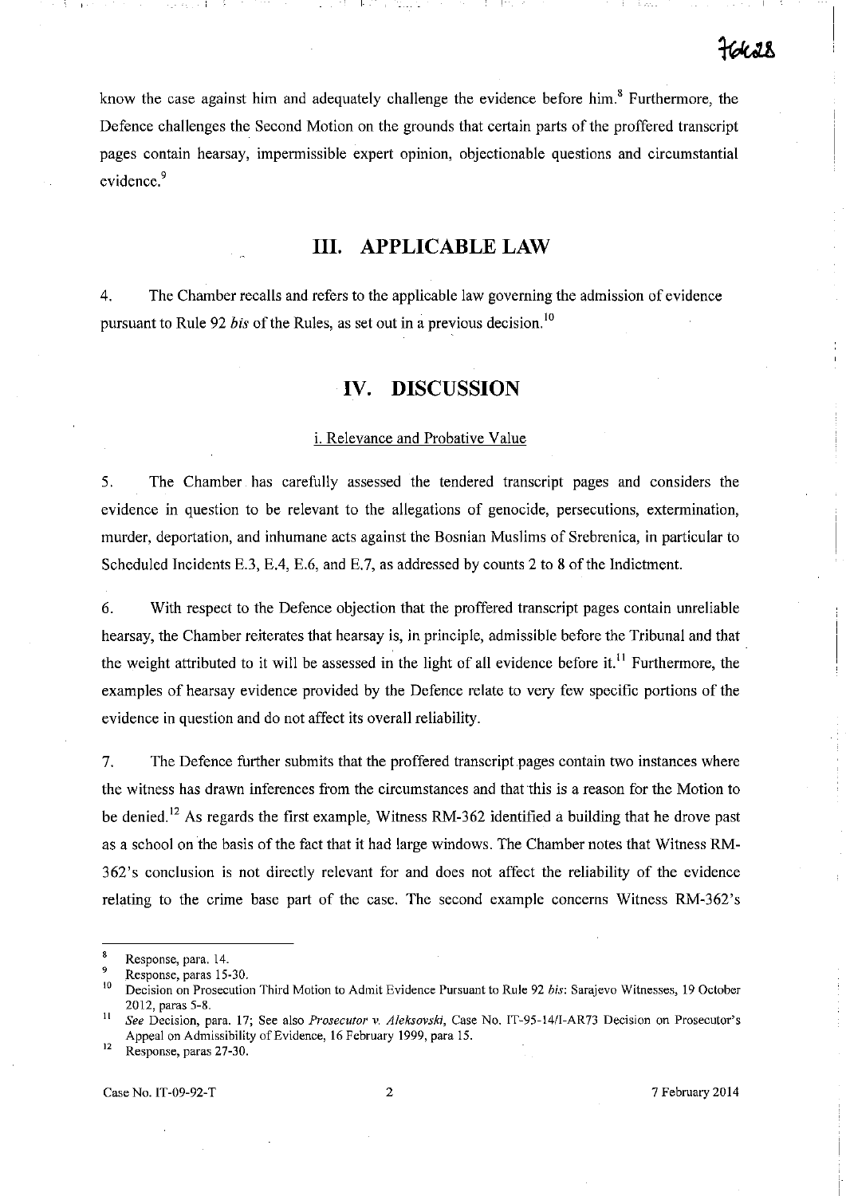know the case against him and adequately challenge the evidence before him.[8] Furthermore, the Defence challenges the Second Motion on the grounds that certain parts of the proffered transcript pages contain hearsay, impermissible expert opinion, objectionable questions and circumstantial evidence.[9]

# III. APPLICABLE LAW

4. The Chamber recalls and refers to the applicable law governing the admission of evidence pursuant to Rule 92 *bis* of the Rules, as set out in a previous decision.[10]

# IV. DISCUSSION

## i. Relevance and Probative Value

5. The Chamber has carefully assessed the tendered transcript pages and considers the evidence in question to be relevant to the allegations of genocide, persecutions, extermination, murder, deportation, and inhumane acts against the Bosnian Muslims of Srebrenica, in particular to Scheduled Incidents E.3, E.4, E.6, and E.7, as addressed by counts 2 to 8 of the Indictment.

6. With respect to the Defence objection that the proffered transcript pages contain unreliable hearsay, the Chamber reiterates that hearsay is, in principle, admissible before the Tribunal and that the weight attributed to it will be assessed in the light of all evidence before it.[11] Furthermore, the examples of hearsay evidence provided by the Defence relate to very few specific portions of the evidence in question and do not affect its overall reliability.

7. The Defence further submits that the proffered transcript pages contain two instances where the witness has drawn inferences from the circumstances and that this is a reason for the Motion to be denied.[12] As regards the first example, Witness RM-362 identified a building that he drove past as a school on the basis of the fact that it had large windows. The Chamber notes that Witness RM-362's conclusion is not directly relevant for and does not affect the reliability of the evidence relating to the crime base part of the case. The second example concerns Witness RM-362's

---

[8] Response, para. 14.

[9] Response, paras 15-30.

[10] Decision on Prosecution Third Motion to Admit Evidence Pursuant to Rule 92 *bis*: Sarajevo Witnesses, 19 October 2012, paras 5-8.

[11] *See* Decision, para. 17; See also *Prosecutor v. Aleksovski*, Case No. IT-95-14/1-AR73 Decision on Prosecutor's Appeal on Admissibility of Evidence, 16 February 1999, para 15.

[12] Response, paras 27-30.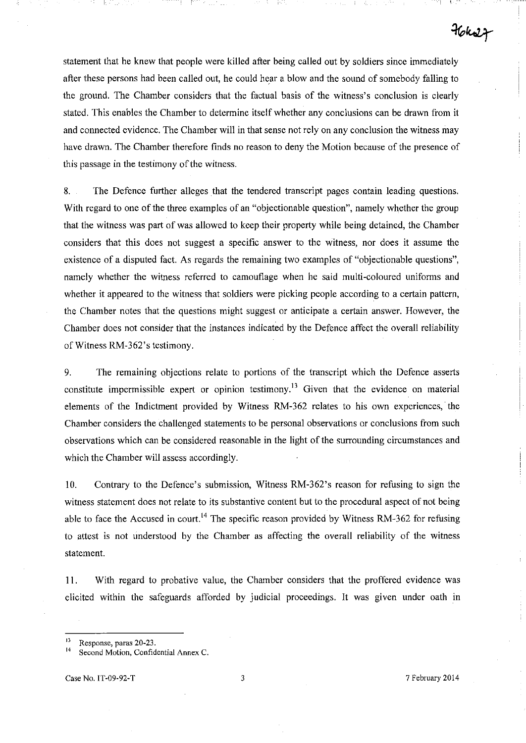statement that he knew that people were killed after being called out by soldiers since immediately after these persons had been called out, he could hear a blow and the sound of somebody falling to the ground. The Chamber considers that the factual basis of the witness's conclusion is clearly stated. This enables the Chamber to determine itself whether any conclusions can be drawn from it and connected evidence. The Chamber will in that sense not rely on any conclusion the witness may have drawn. The Chamber therefore finds no reason to deny the Motion because of the presence of this passage in the testimony of the witness.

8. The Defence further alleges that the tendered transcript pages contain leading questions. With regard to one of the three examples of an "objectionable question", namely whether the group that the witness was part of was allowed to keep their property while being detained, the Chamber considers that this does not suggest a specific answer to the witness, nor does it assume the existence of a disputed fact. As regards the remaining two examples of "objectionable questions", namely whether the witness referred to camouflage when he said multi-coloured uniforms and whether it appeared to the witness that soldiers were picking people according to a certain pattern, the Chamber notes that the questions might suggest or anticipate a certain answer. However, the Chamber does not consider that the instances indicated by the Defence affect the overall reliability of Witness RM-362's testimony.

9. The remaining objections relate to portions of the transcript which the Defence asserts constitute impermissible expert or opinion testimony.[13] Given that the evidence on material elements of the Indictment provided by Witness RM-362 relates to his own experiences, the Chamber considers the challenged statements to be personal observations or conclusions from such observations which can be considered reasonable in the light of the surrounding circumstances and which the Chamber will assess accordingly.

10. Contrary to the Defence's submission, Witness RM-362's reason for refusing to sign the witness statement does not relate to its substantive content but to the procedural aspect of not being able to face the Accused in court.[14] The specific reason provided by Witness RM-362 for refusing to attest is not understood by the Chamber as affecting the overall reliability of the witness statement.

11. With regard to probative value, the Chamber considers that the proffered evidence was elicited within the safeguards afforded by judicial proceedings. It was given under oath in

---

[13] Response, paras 20-23.

[14] Second Motion, Confidential Annex C.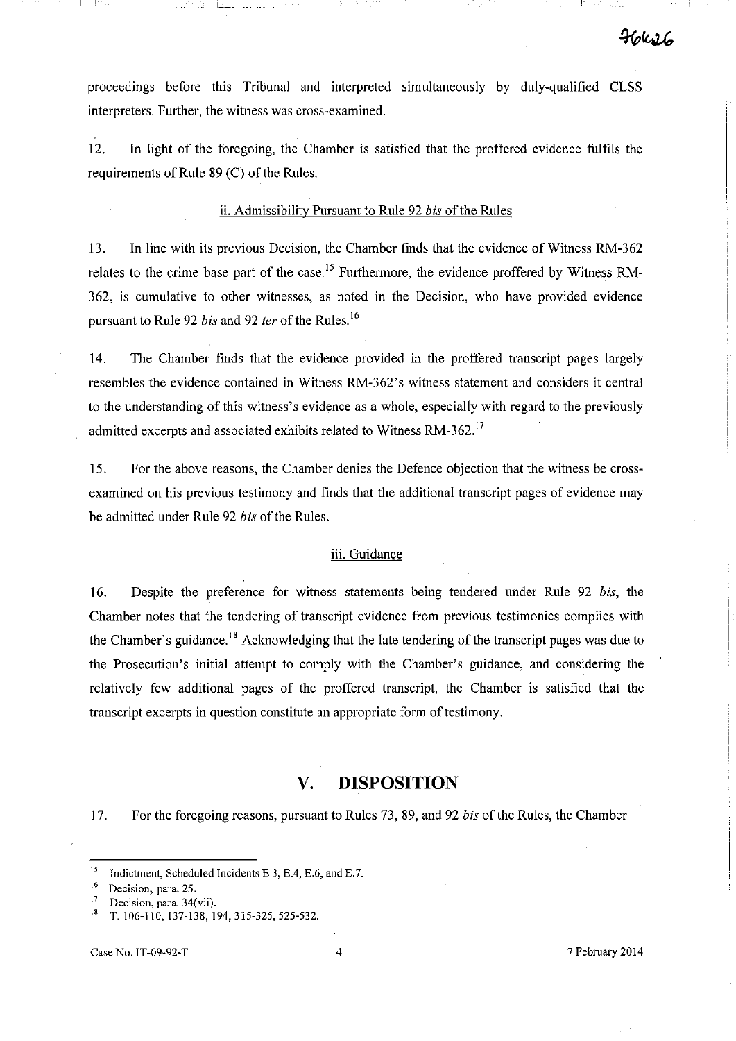proceedings before this Tribunal and interpreted simultaneously by duly-qualified CLSS interpreters. Further, the witness was cross-examined.

12. In light of the foregoing, the Chamber is satisfied that the proffered evidence fulfils the requirements of Rule 89 (C) of the Rules.

ii. Admissibility Pursuant to Rule 92 *bis* of the Rules

13. In line with its previous Decision, the Chamber finds that the evidence of Witness RM-362 relates to the crime base part of the case.[15] Furthermore, the evidence proffered by Witness RM-362, is cumulative to other witnesses, as noted in the Decision, who have provided evidence pursuant to Rule 92 *bis* and 92 *ter* of the Rules.[16]

14. The Chamber finds that the evidence provided in the proffered transcript pages largely resembles the evidence contained in Witness RM-362's witness statement and considers it central to the understanding of this witness's evidence as a whole, especially with regard to the previously admitted excerpts and associated exhibits related to Witness RM-362.[17]

15. For the above reasons, the Chamber denies the Defence objection that the witness be cross-examined on his previous testimony and finds that the additional transcript pages of evidence may be admitted under Rule 92 *bis* of the Rules.

iii. Guidance

16. Despite the preference for witness statements being tendered under Rule 92 *bis*, the Chamber notes that the tendering of transcript evidence from previous testimonies complies with the Chamber's guidance.[18] Acknowledging that the late tendering of the transcript pages was due to the Prosecution's initial attempt to comply with the Chamber's guidance, and considering the relatively few additional pages of the proffered transcript, the Chamber is satisfied that the transcript excerpts in question constitute an appropriate form of testimony.

## V. DISPOSITION

17. For the foregoing reasons, pursuant to Rules 73, 89, and 92 *bis* of the Rules, the Chamber

---

[15] Indictment, Scheduled Incidents E.3, E.4, E.6, and E.7.

[16] Decision, para. 25.

[17] Decision, para. 34(vii).

[18] T. 106-110, 137-138, 194, 315-325, 525-532.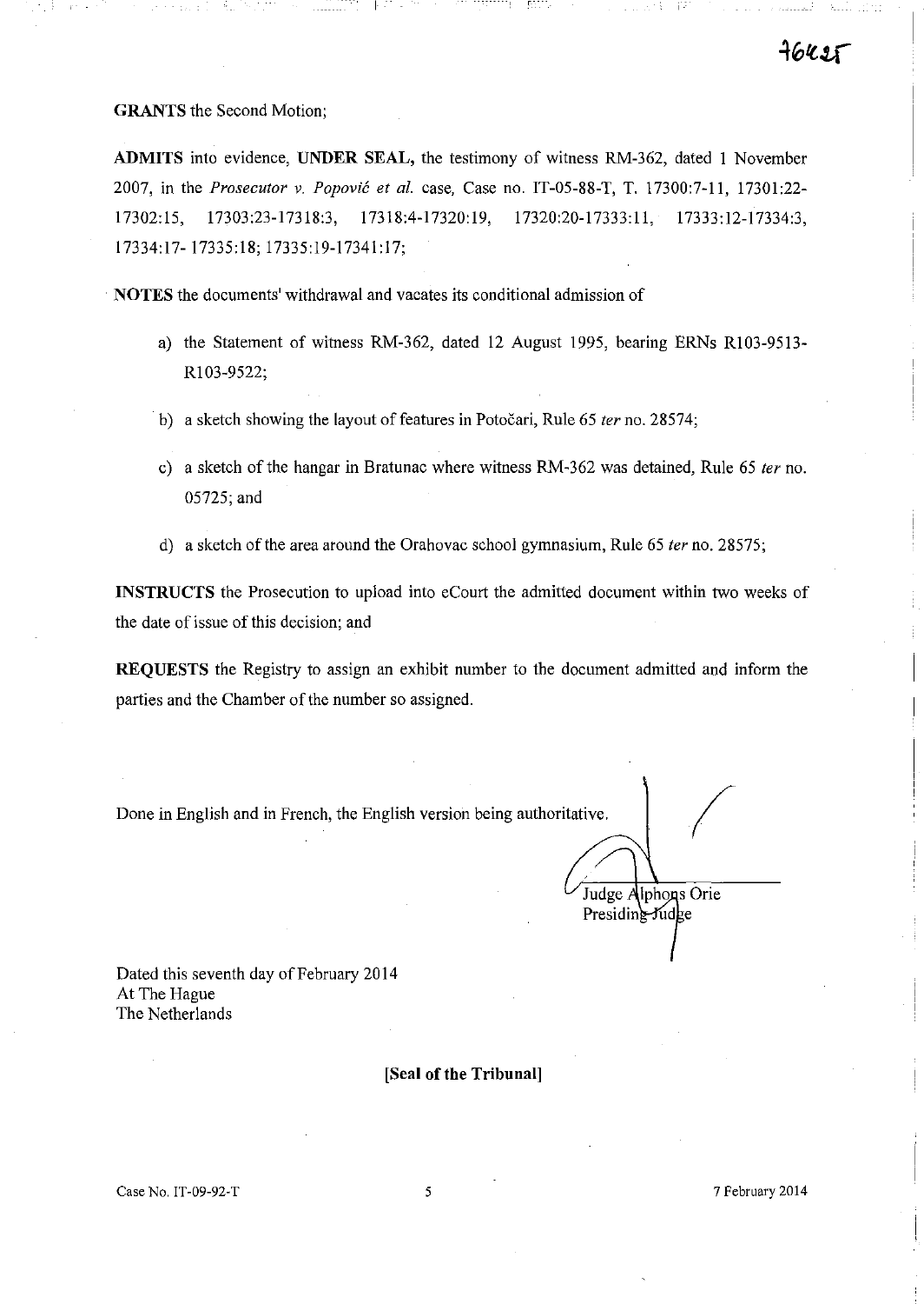**GRANTS** the Second Motion;

**ADMITS** into evidence, **UNDER SEAL,** the testimony of witness RM-362, dated 1 November 2007, in the *Prosecutor v. Popović et al.* case, Case no. IT-05-88-T, T. 17300:7-11, 17301:22-17302:15, 17303:23-17318:3, 17318:4-17320:19, 17320:20-17333:11, 17333:12-17334:3, 17334:17- 17335:18; 17335:19-17341:17;

**NOTES** the documents' withdrawal and vacates its conditional admission of

a) the Statement of witness RM-362, dated 12 August 1995, bearing ERNs R103-9513-R103-9522;

b) a sketch showing the layout of features in Potočari, Rule 65 *ter* no. 28574;

c) a sketch of the hangar in Bratunac where witness RM-362 was detained, Rule 65 *ter* no. 05725; and

d) a sketch of the area around the Orahovac school gymnasium, Rule 65 *ter* no. 28575;

**INSTRUCTS** the Prosecution to upload into eCourt the admitted document within two weeks of the date of issue of this decision; and

**REQUESTS** the Registry to assign an exhibit number to the document admitted and inform the parties and the Chamber of the number so assigned.

Done in English and in French, the English version being authoritative.

Judge Alphons Orie
Presiding Judge

Dated this seventh day of February 2014
At The Hague
The Netherlands

**[Seal of the Tribunal]**